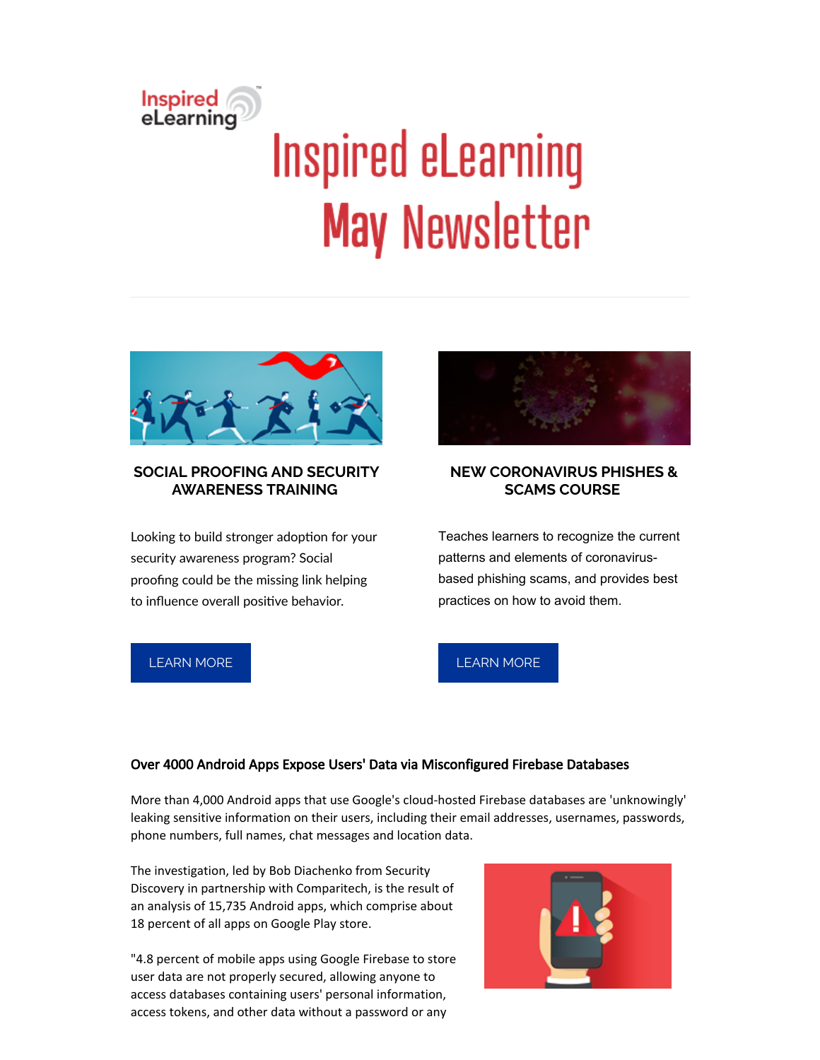# Inspired eLearning May Newsletter

## SOCIAL PROOFING AND SECURITY AWARENESS TRAINING

Looking to build stronger adoption for your security awareness program? Social proofing could be the missing link helping to influence overall positive behavior.

LEARN MORE

## NEW CORONAVIRUS PHISHES & SCAMS COURSE

Teaches learners to recognize the current patterns and elements of coronavirus-based phishing scams, and provides best practices on how to avoid them.

LEARN MORE

### Over 4000 Android Apps Expose Users' Data via Misconfigured Firebase Databases

More than 4,000 Android apps that use Google's cloud-hosted Firebase databases are 'unknowingly' leaking sensitive information on their users, including their email addresses, usernames, passwords, phone numbers, full names, chat messages and location data.

The investigation, led by Bob Diachenko from Security Discovery in partnership with Comparitech, is the result of an analysis of 15,735 Android apps, which comprise about 18 percent of all apps on Google Play store.

"4.8 percent of mobile apps using Google Firebase to store user data are not properly secured, allowing anyone to access databases containing users' personal information, access tokens, and other data without a password or any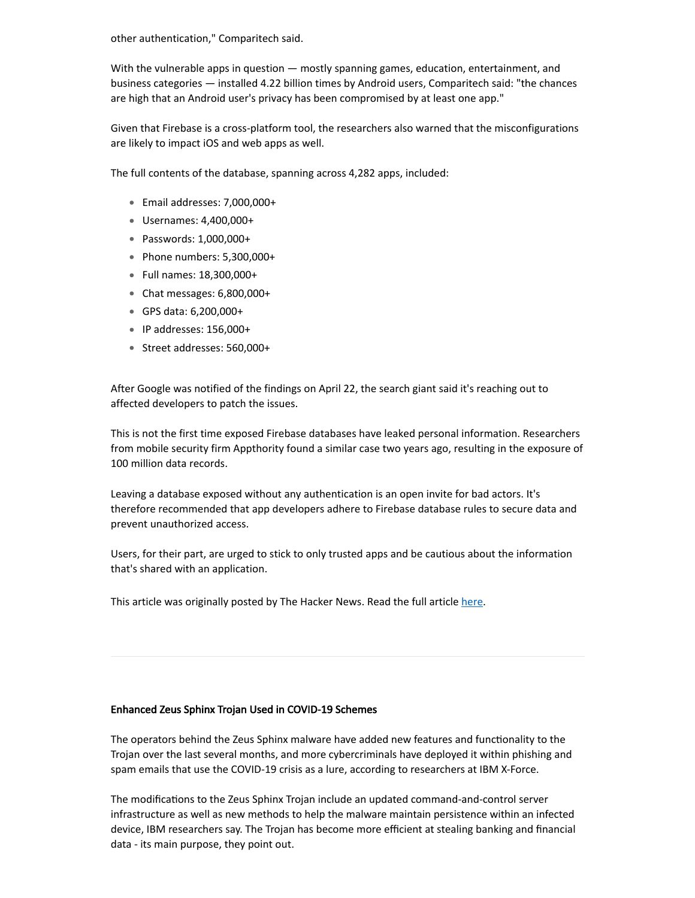other authentication," Comparitech said.

With the vulnerable apps in question — mostly spanning games, education, entertainment, and business categories — installed 4.22 billion times by Android users, Comparitech said: "the chances are high that an Android user's privacy has been compromised by at least one app."

Given that Firebase is a cross-platform tool, the researchers also warned that the misconfigurations are likely to impact iOS and web apps as well.

The full contents of the database, spanning across 4,282 apps, included:

- Email addresses: 7,000,000+
- Usernames: 4,400,000+
- Passwords: 1,000,000+
- Phone numbers: 5,300,000+
- Full names: 18,300,000+
- Chat messages: 6,800,000+
- GPS data: 6,200,000+
- IP addresses: 156,000+
- Street addresses: 560,000+

After Google was notified of the findings on April 22, the search giant said it's reaching out to affected developers to patch the issues.

This is not the first time exposed Firebase databases have leaked personal information. Researchers from mobile security firm Appthority found a similar case two years ago, resulting in the exposure of 100 million data records.

Leaving a database exposed without any authentication is an open invite for bad actors. It's therefore recommended that app developers adhere to Firebase database rules to secure data and prevent unauthorized access.

Users, for their part, are urged to stick to only trusted apps and be cautious about the information that's shared with an application.

This article was originally posted by The Hacker News. Read the full article here.

---

### Enhanced Zeus Sphinx Trojan Used in COVID-19 Schemes

The operators behind the Zeus Sphinx malware have added new features and functionality to the Trojan over the last several months, and more cybercriminals have deployed it within phishing and spam emails that use the COVID-19 crisis as a lure, according to researchers at IBM X-Force.

The modifications to the Zeus Sphinx Trojan include an updated command-and-control server infrastructure as well as new methods to help the malware maintain persistence within an infected device, IBM researchers say. The Trojan has become more efficient at stealing banking and financial data - its main purpose, they point out.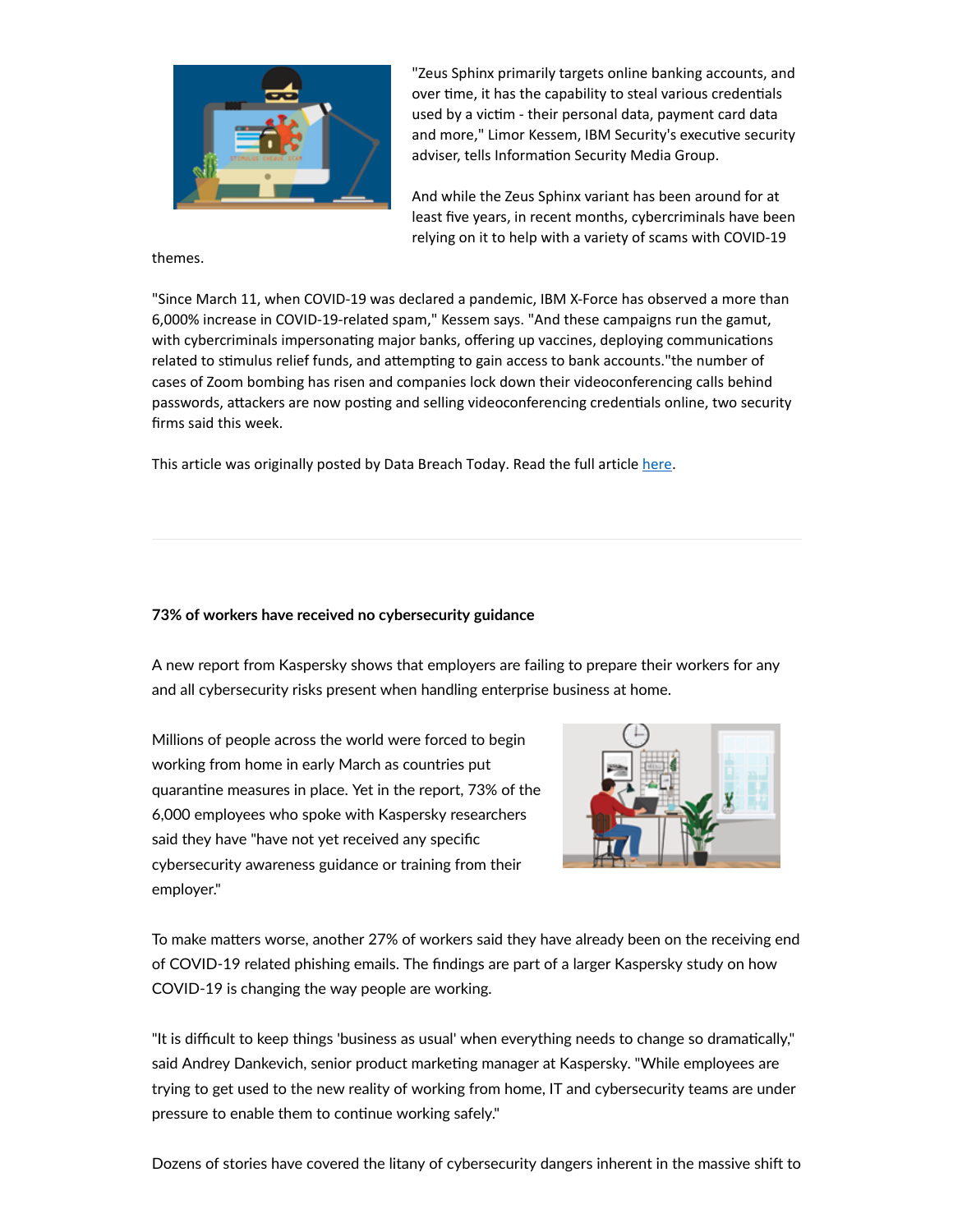"Zeus Sphinx primarily targets online banking accounts, and over time, it has the capability to steal various credentials used by a victim - their personal data, payment card data and more," Limor Kessem, IBM Security's executive security adviser, tells Information Security Media Group.

And while the Zeus Sphinx variant has been around for at least five years, in recent months, cybercriminals have been relying on it to help with a variety of scams with COVID-19 themes.

"Since March 11, when COVID-19 was declared a pandemic, IBM X-Force has observed a more than 6,000% increase in COVID-19-related spam," Kessem says. "And these campaigns run the gamut, with cybercriminals impersonating major banks, offering up vaccines, deploying communications related to stimulus relief funds, and attempting to gain access to bank accounts."the number of cases of Zoom bombing has risen and companies lock down their videoconferencing calls behind passwords, attackers are now posting and selling videoconferencing credentials online, two security firms said this week.

This article was originally posted by Data Breach Today. Read the full article here.

---

**73% of workers have received no cybersecurity guidance**

A new report from Kaspersky shows that employers are failing to prepare their workers for any and all cybersecurity risks present when handling enterprise business at home.

Millions of people across the world were forced to begin working from home in early March as countries put quarantine measures in place. Yet in the report, 73% of the 6,000 employees who spoke with Kaspersky researchers said they have "have not yet received any specific cybersecurity awareness guidance or training from their employer."

To make matters worse, another 27% of workers said they have already been on the receiving end of COVID-19 related phishing emails. The findings are part of a larger Kaspersky study on how COVID-19 is changing the way people are working.

"It is difficult to keep things 'business as usual' when everything needs to change so dramatically," said Andrey Dankevich, senior product marketing manager at Kaspersky. "While employees are trying to get used to the new reality of working from home, IT and cybersecurity teams are under pressure to enable them to continue working safely."

Dozens of stories have covered the litany of cybersecurity dangers inherent in the massive shift to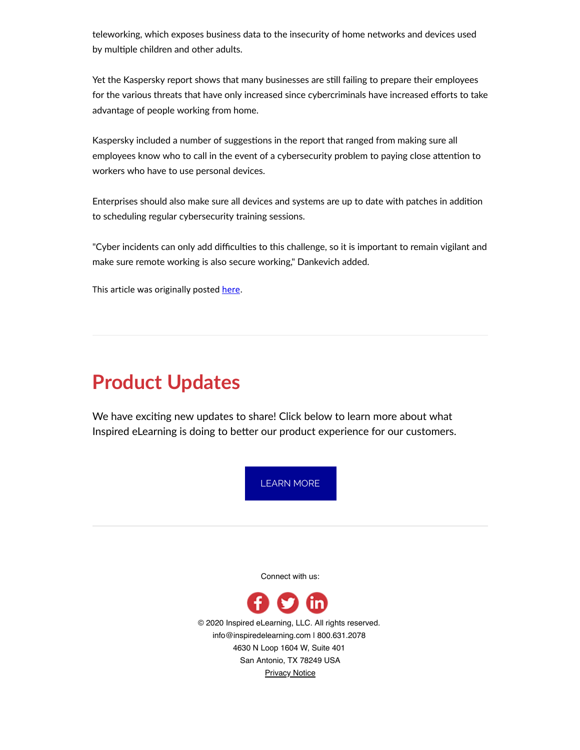teleworking, which exposes business data to the insecurity of home networks and devices used by multiple children and other adults.

Yet the Kaspersky report shows that many businesses are still failing to prepare their employees for the various threats that have only increased since cybercriminals have increased efforts to take advantage of people working from home.

Kaspersky included a number of suggestions in the report that ranged from making sure all employees know who to call in the event of a cybersecurity problem to paying close attention to workers who have to use personal devices.

Enterprises should also make sure all devices and systems are up to date with patches in addition to scheduling regular cybersecurity training sessions.

"Cyber incidents can only add difficulties to this challenge, so it is important to remain vigilant and make sure remote working is also secure working," Dankevich added.

This article was originally posted [here](#).

---

# Product Updates

We have exciting new updates to share! Click below to learn more about what Inspired eLearning is doing to better our product experience for our customers.

LEARN MORE

---

Connect with us:

© 2020 Inspired eLearning, LLC. All rights reserved.
info@inspiredelearning.com | 800.631.2078
4630 N Loop 1604 W, Suite 401
San Antonio, TX 78249 USA
Privacy Notice